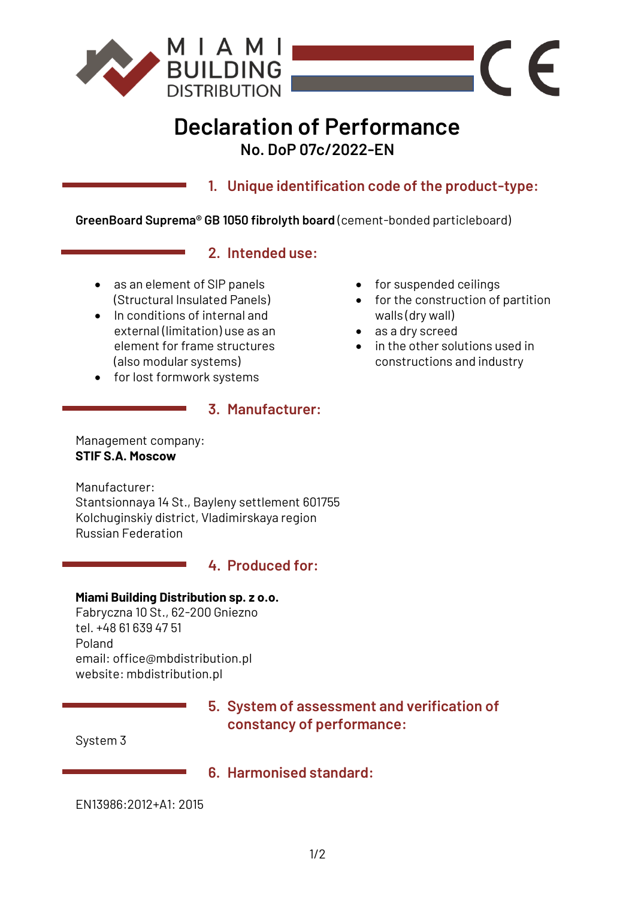MIAMI BUILDING DISTRIBUTION

CE

# Declaration of Performance

**No. DoP 07c/2022-EN**

## 1. Unique identification code of the product-type:

**GreenBoard Suprema® GB 1050 fibrolyth board** (cement-bonded particleboard)

## 2. Intended use:

- as an element of SIP panels (Structural Insulated Panels)
- In conditions of internal and external (limitation) use as an element for frame structures (also modular systems)
- for lost formwork systems
- for suspended ceilings
- for the construction of partition walls (dry wall)
- as a dry screed
- in the other solutions used in constructions and industry

## 3. Manufacturer:

Management company:
**STIF S.A. Moscow**

Manufacturer:
Stantsionnaya 14 St., Bayleny settlement 601755
Kolchuginskiy district, Vladimirskaya region
Russian Federation

## 4. Produced for:

**Miami Building Distribution sp. z o.o.**
Fabryczna 10 St., 62-200 Gniezno
tel. +48 61 639 47 51
Poland
email: office@mbdistribution.pl
website: mbdistribution.pl

## 5. System of assessment and verification of constancy of performance:

System 3

## 6. Harmonised standard:

EN13986:2012+A1: 2015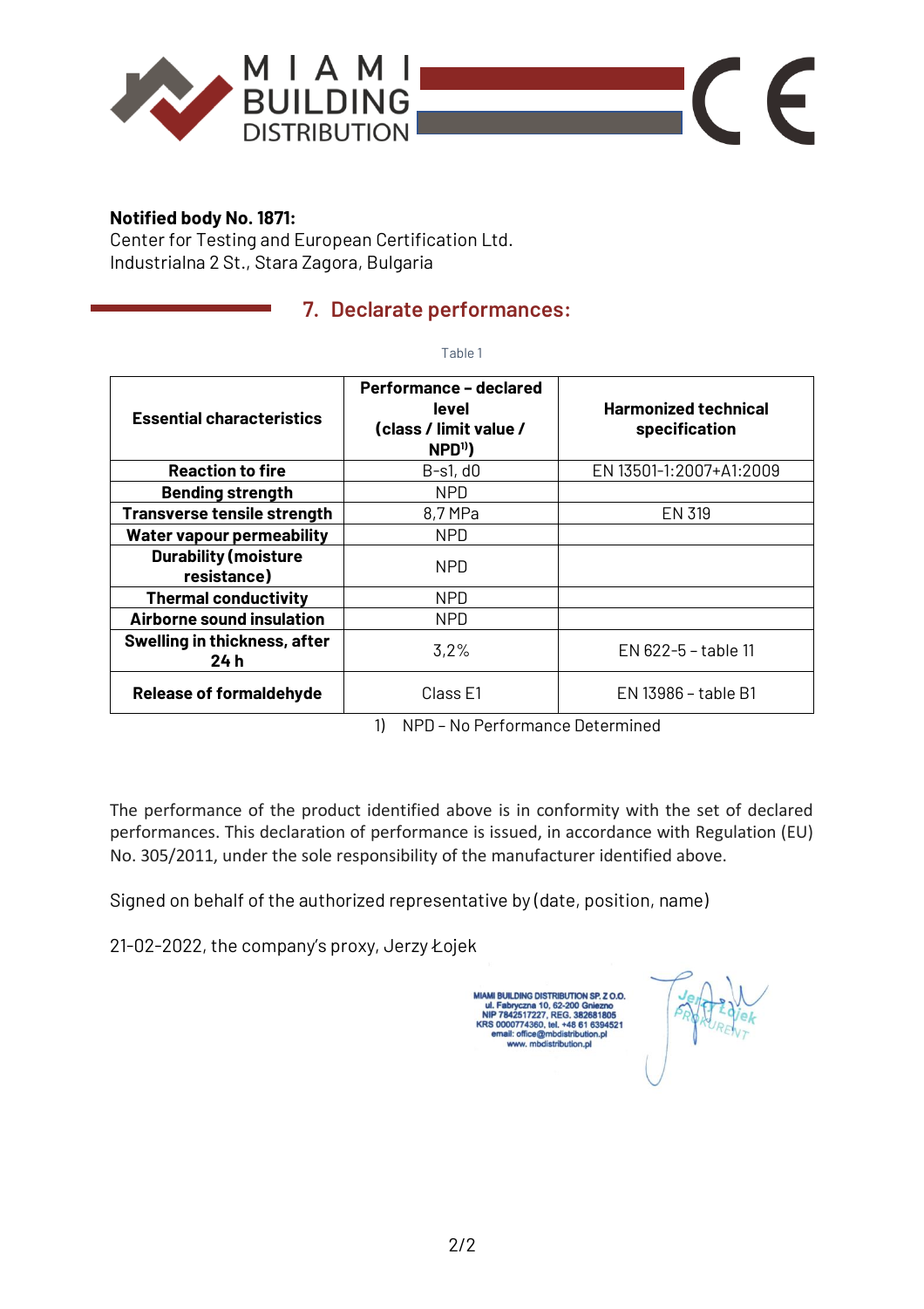**Notified body No. 1871:**
Center for Testing and European Certification Ltd.
Industrialna 2 St., Stara Zagora, Bulgaria

## 7. Declarate performances:

Table 1

| Essential characteristics | Performance – declared level (class / limit value / NPD[1]) | Harmonized technical specification |
|---|---|---|
| **Reaction to fire** | B-s1, d0 | EN 13501-1:2007+A1:2009 |
| **Bending strength** | NPD | |
| **Transverse tensile strength** | 8,7 MPa | EN 319 |
| **Water vapour permeability** | NPD | |
| **Durability (moisture resistance)** | NPD | |
| **Thermal conductivity** | NPD | |
| **Airborne sound insulation** | NPD | |
| **Swelling in thickness, after 24 h** | 3,2% | EN 622-5 – table 11 |
| **Release of formaldehyde** | Class E1 | EN 13986 – table B1 |

1) NPD – No Performance Determined

The performance of the product identified above is in conformity with the set of declared performances. This declaration of performance is issued, in accordance with Regulation (EU) No. 305/2011, under the sole responsibility of the manufacturer identified above.

Signed on behalf of the authorized representative by (date, position, name)

21-02-2022, the company's proxy, Jerzy Łojek

MIAMI BUILDING DISTRIBUTION SP. Z O.O.
ul. Fabryczna 10, 62-200 Gniezno
NIP 7842517227, REG. 382681805
KRS 0000774360, tel. +48 61 6394521
email: office@mbdistribution.pl
www. mbdistribution.pl

Jerzy Łojek
PROKURENT